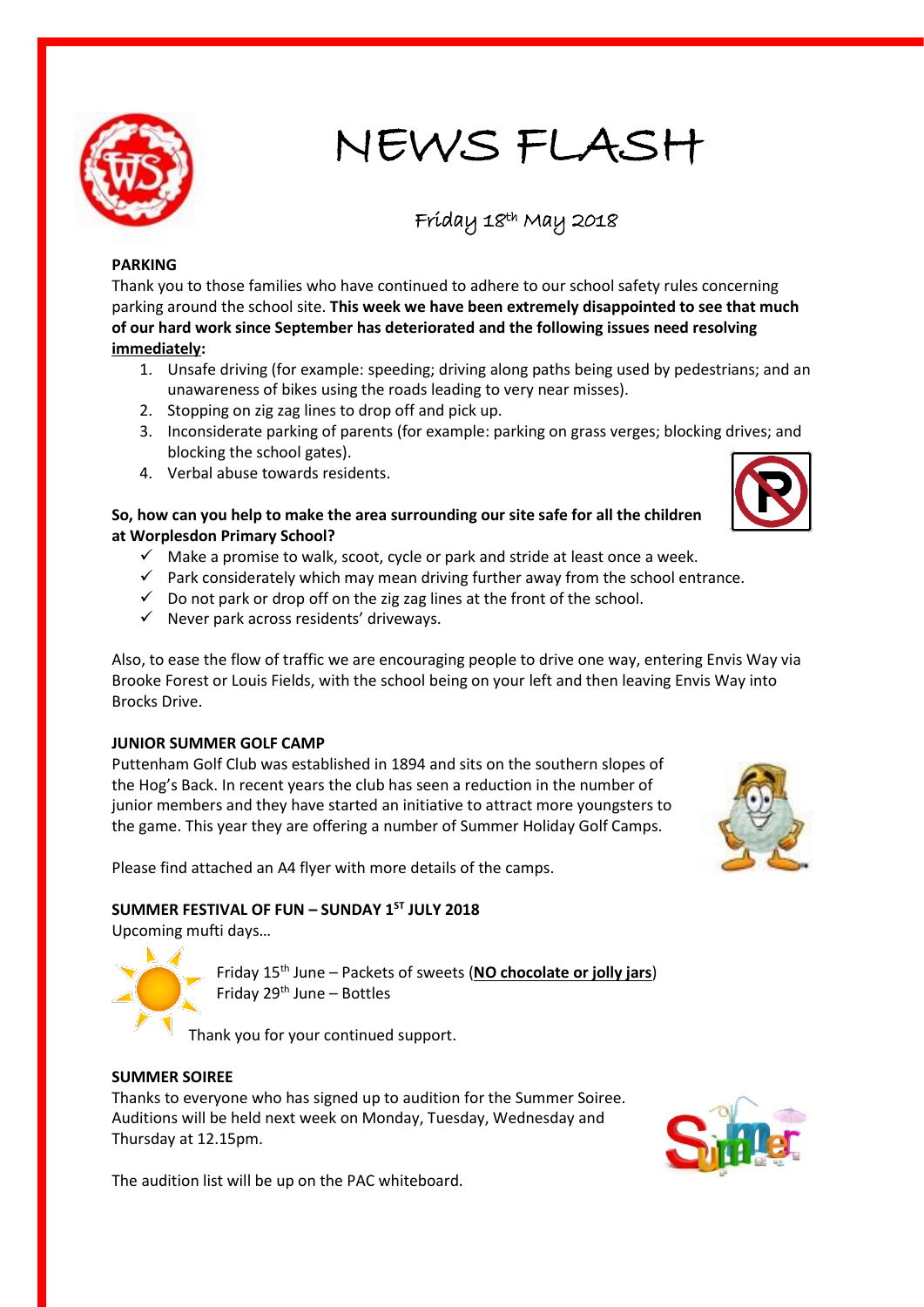# NEWS FLASH

Friday 18th May 2018

**PARKING**

Thank you to those families who have continued to adhere to our school safety rules concerning parking around the school site. **This week we have been extremely disappointed to see that much of our hard work since September has deteriorated and the following issues need resolving <u>immediately</u>:**

1. Unsafe driving (for example: speeding; driving along paths being used by pedestrians; and an unawareness of bikes using the roads leading to very near misses).
2. Stopping on zig zag lines to drop off and pick up.
3. Inconsiderate parking of parents (for example: parking on grass verges; blocking drives; and blocking the school gates).
4. Verbal abuse towards residents.

**So, how can you help to make the area surrounding our site safe for all the children at Worplesdon Primary School?**

- ✓ Make a promise to walk, scoot, cycle or park and stride at least once a week.
- ✓ Park considerately which may mean driving further away from the school entrance.
- ✓ Do not park or drop off on the zig zag lines at the front of the school.
- ✓ Never park across residents' driveways.

Also, to ease the flow of traffic we are encouraging people to drive one way, entering Envis Way via Brooke Forest or Louis Fields, with the school being on your left and then leaving Envis Way into Brocks Drive.

**JUNIOR SUMMER GOLF CAMP**

Puttenham Golf Club was established in 1894 and sits on the southern slopes of the Hog's Back. In recent years the club has seen a reduction in the number of junior members and they have started an initiative to attract more youngsters to the game. This year they are offering a number of Summer Holiday Golf Camps.

Please find attached an A4 flyer with more details of the camps.

**SUMMER FESTIVAL OF FUN – SUNDAY 1ST JULY 2018**

Upcoming mufti days…

Friday 15th June – Packets of sweets (**<u>NO chocolate or jolly jars</u>**)
Friday 29th June – Bottles

Thank you for your continued support.

**SUMMER SOIREE**

Thanks to everyone who has signed up to audition for the Summer Soiree. Auditions will be held next week on Monday, Tuesday, Wednesday and Thursday at 12.15pm.

The audition list will be up on the PAC whiteboard.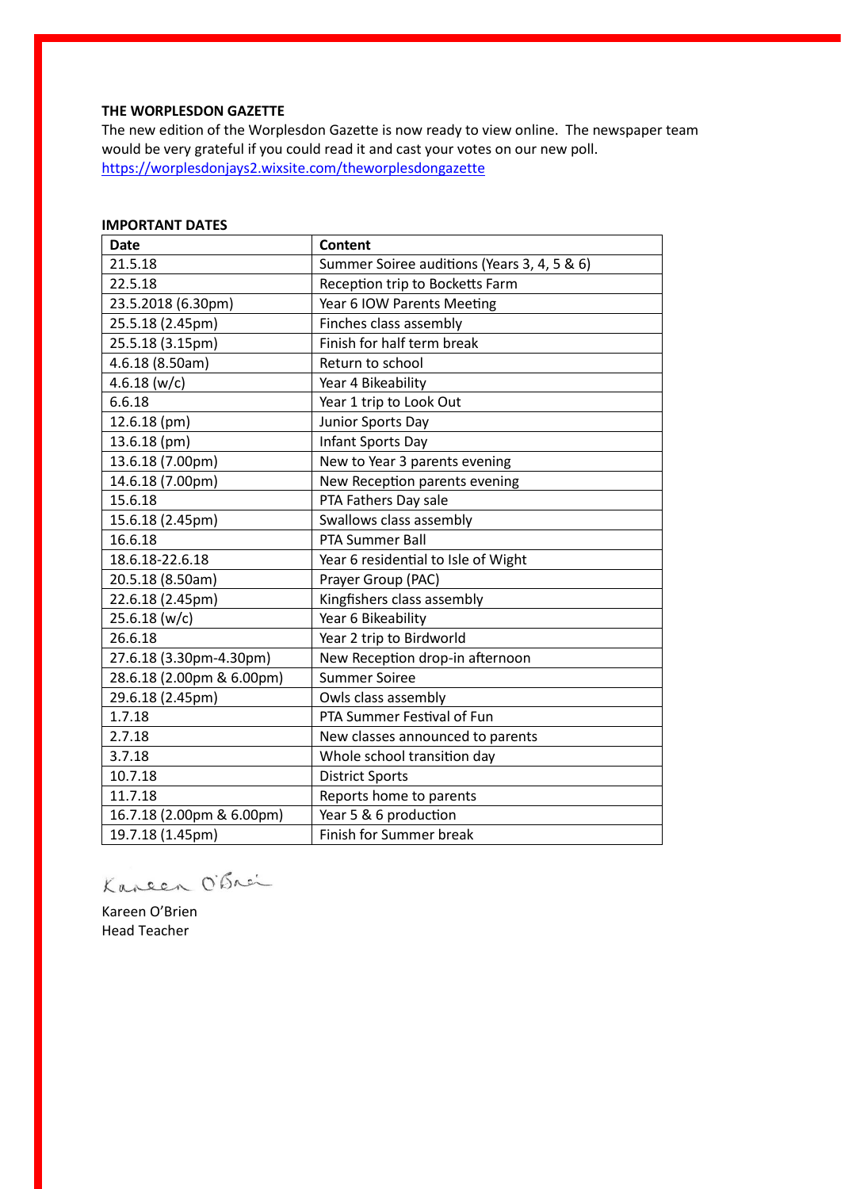**THE WORPLESDON GAZETTE**

The new edition of the Worplesdon Gazette is now ready to view online. The newspaper team would be very grateful if you could read it and cast your votes on our new poll.
https://worplesdonjays2.wixsite.com/theworplesdongazette

**IMPORTANT DATES**

| Date | Content |
|---|---|
| 21.5.18 | Summer Soiree auditions (Years 3, 4, 5 & 6) |
| 22.5.18 | Reception trip to Bocketts Farm |
| 23.5.2018 (6.30pm) | Year 6 IOW Parents Meeting |
| 25.5.18 (2.45pm) | Finches class assembly |
| 25.5.18 (3.15pm) | Finish for half term break |
| 4.6.18 (8.50am) | Return to school |
| 4.6.18 (w/c) | Year 4 Bikeability |
| 6.6.18 | Year 1 trip to Look Out |
| 12.6.18 (pm) | Junior Sports Day |
| 13.6.18 (pm) | Infant Sports Day |
| 13.6.18 (7.00pm) | New to Year 3 parents evening |
| 14.6.18 (7.00pm) | New Reception parents evening |
| 15.6.18 | PTA Fathers Day sale |
| 15.6.18 (2.45pm) | Swallows class assembly |
| 16.6.18 | PTA Summer Ball |
| 18.6.18-22.6.18 | Year 6 residential to Isle of Wight |
| 20.5.18 (8.50am) | Prayer Group (PAC) |
| 22.6.18 (2.45pm) | Kingfishers class assembly |
| 25.6.18 (w/c) | Year 6 Bikeability |
| 26.6.18 | Year 2 trip to Birdworld |
| 27.6.18 (3.30pm-4.30pm) | New Reception drop-in afternoon |
| 28.6.18 (2.00pm & 6.00pm) | Summer Soiree |
| 29.6.18 (2.45pm) | Owls class assembly |
| 1.7.18 | PTA Summer Festival of Fun |
| 2.7.18 | New classes announced to parents |
| 3.7.18 | Whole school transition day |
| 10.7.18 | District Sports |
| 11.7.18 | Reports home to parents |
| 16.7.18 (2.00pm & 6.00pm) | Year 5 & 6 production |
| 19.7.18 (1.45pm) | Finish for Summer break |

Kareen O'Brien

Kareen O'Brien
Head Teacher